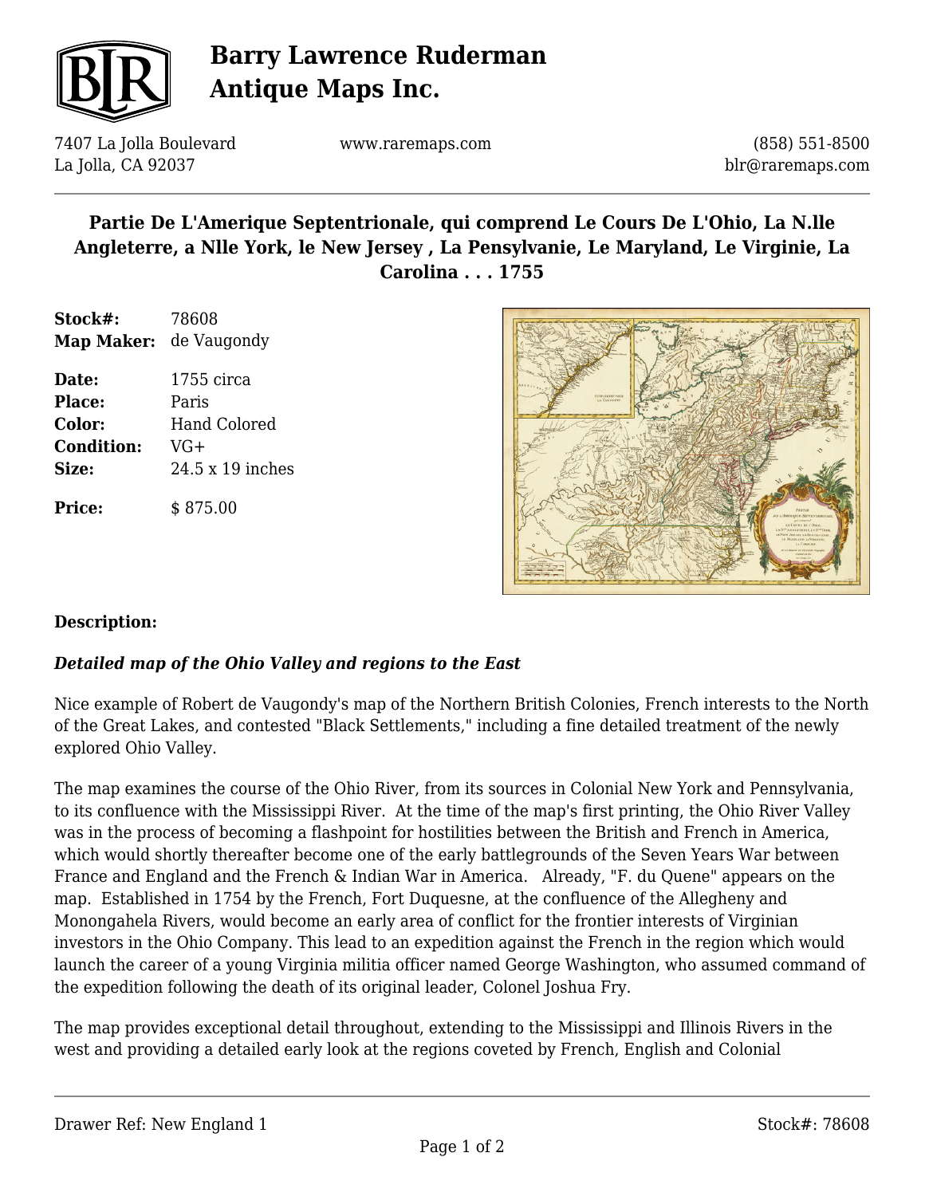# Barry Lawrence Ruderman Antique Maps Inc.

7407 La Jolla Boulevard
La Jolla, CA 92037

www.raremaps.com

(858) 551-8500
blr@raremaps.com

## Partie De L'Amerique Septentrionale, qui comprend Le Cours De L'Ohio, La N.lle Angleterre, a Nlle York, le New Jersey , La Pensylvanie, Le Maryland, Le Virginie, La Carolina . . . 1755

**Stock#:** 78608
**Map Maker:** de Vaugondy

**Date:** 1755 circa
**Place:** Paris
**Color:** Hand Colored
**Condition:** VG+
**Size:** 24.5 x 19 inches

**Price:** $ 875.00

**Description:**

***Detailed map of the Ohio Valley and regions to the East***

Nice example of Robert de Vaugondy's map of the Northern British Colonies, French interests to the North of the Great Lakes, and contested "Black Settlements," including a fine detailed treatment of the newly explored Ohio Valley.

The map examines the course of the Ohio River, from its sources in Colonial New York and Pennsylvania, to its confluence with the Mississippi River. At the time of the map's first printing, the Ohio River Valley was in the process of becoming a flashpoint for hostilities between the British and French in America, which would shortly thereafter become one of the early battlegrounds of the Seven Years War between France and England and the French & Indian War in America. Already, "F. du Quene" appears on the map. Established in 1754 by the French, Fort Duquesne, at the confluence of the Allegheny and Monongahela Rivers, would become an early area of conflict for the frontier interests of Virginian investors in the Ohio Company. This lead to an expedition against the French in the region which would launch the career of a young Virginia militia officer named George Washington, who assumed command of the expedition following the death of its original leader, Colonel Joshua Fry.

The map provides exceptional detail throughout, extending to the Mississippi and Illinois Rivers in the west and providing a detailed early look at the regions coveted by French, English and Colonial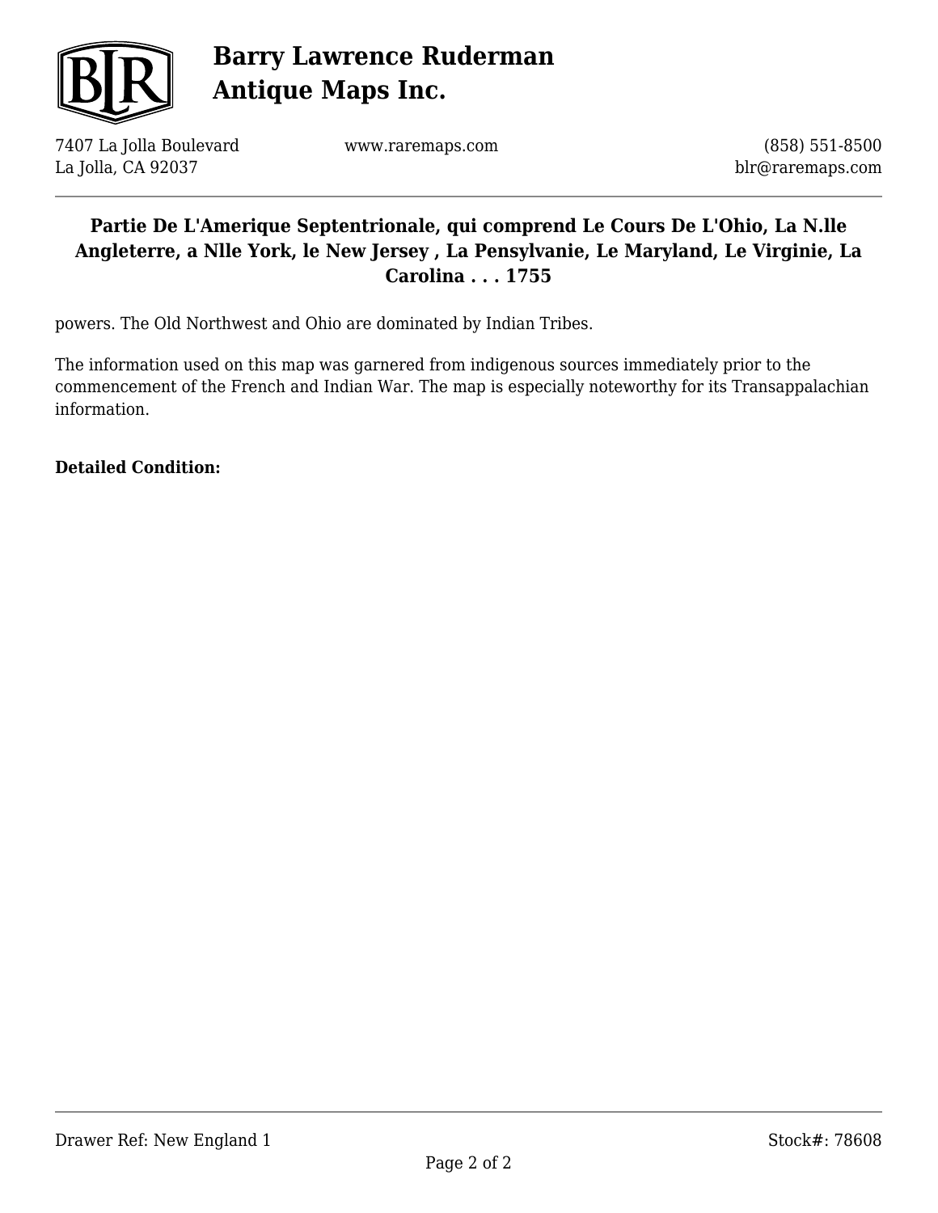powers. The Old Northwest and Ohio are dominated by Indian Tribes.

The information used on this map was garnered from indigenous sources immediately prior to the commencement of the French and Indian War. The map is especially noteworthy for its Transappalachian information.

**Detailed Condition:**